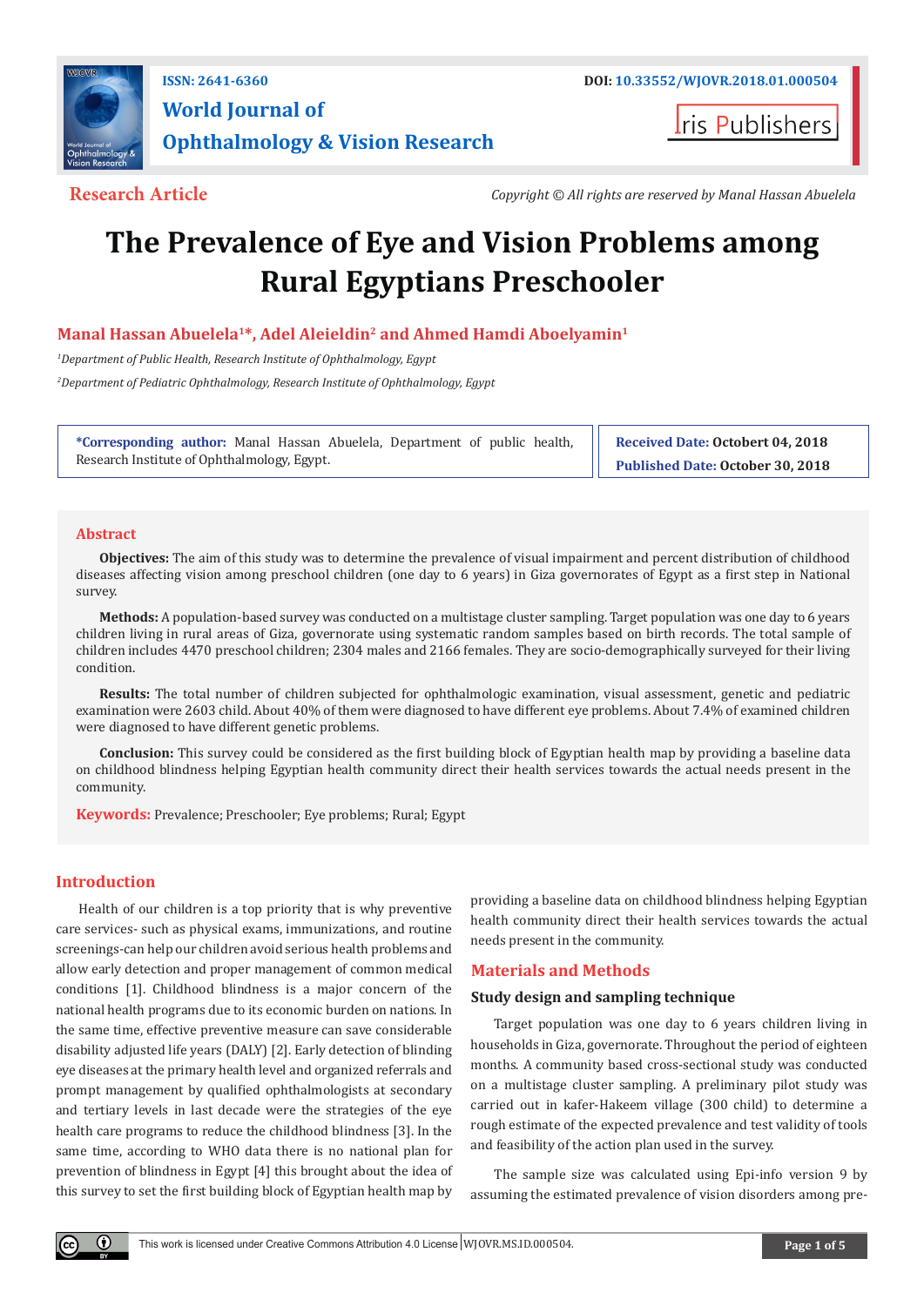ISSN: 2641-6360

DOI: 10.33552/WJOVR.2018.01.000504

**World Journal of Ophthalmology & Vision Research**

Iris Publishers

**Research Article**

*Copyright © All rights are reserved by Manal Hassan Abuelela*

# The Prevalence of Eye and Vision Problems among Rural Egyptians Preschooler

**Manal Hassan Abuelela[1]*, Adel Aleieldin[2] and Ahmed Hamdi Aboelyamin[1]**

[1]*Department of Public Health, Research Institute of Ophthalmology, Egypt*

[2]*Department of Pediatric Ophthalmology, Research Institute of Ophthalmology, Egypt*

**\*Corresponding author:** Manal Hassan Abuelela, Department of public health, Research Institute of Ophthalmology, Egypt.

**Received Date:** Octobert 04, 2018

**Published Date:** October 30, 2018

## Abstract

**Objectives:** The aim of this study was to determine the prevalence of visual impairment and percent distribution of childhood diseases affecting vision among preschool children (one day to 6 years) in Giza governorates of Egypt as a first step in National survey.

**Methods:** A population-based survey was conducted on a multistage cluster sampling. Target population was one day to 6 years children living in rural areas of Giza, governorate using systematic random samples based on birth records. The total sample of children includes 4470 preschool children; 2304 males and 2166 females. They are socio-demographically surveyed for their living condition.

**Results:** The total number of children subjected for ophthalmologic examination, visual assessment, genetic and pediatric examination were 2603 child. About 40% of them were diagnosed to have different eye problems. About 7.4% of examined children were diagnosed to have different genetic problems.

**Conclusion:** This survey could be considered as the first building block of Egyptian health map by providing a baseline data on childhood blindness helping Egyptian health community direct their health services towards the actual needs present in the community.

**Keywords:** Prevalence; Preschooler; Eye problems; Rural; Egypt

## Introduction

Health of our children is a top priority that is why preventive care services- such as physical exams, immunizations, and routine screenings-can help our children avoid serious health problems and allow early detection and proper management of common medical conditions [1]. Childhood blindness is a major concern of the national health programs due to its economic burden on nations. In the same time, effective preventive measure can save considerable disability adjusted life years (DALY) [2]. Early detection of blinding eye diseases at the primary health level and organized referrals and prompt management by qualified ophthalmologists at secondary and tertiary levels in last decade were the strategies of the eye health care programs to reduce the childhood blindness [3]. In the same time, according to WHO data there is no national plan for prevention of blindness in Egypt [4] this brought about the idea of this survey to set the first building block of Egyptian health map by providing a baseline data on childhood blindness helping Egyptian health community direct their health services towards the actual needs present in the community.

## Materials and Methods

### Study design and sampling technique

Target population was one day to 6 years children living in households in Giza, governorate. Throughout the period of eighteen months. A community based cross-sectional study was conducted on a multistage cluster sampling. A preliminary pilot study was carried out in kafer-Hakeem village (300 child) to determine a rough estimate of the expected prevalence and test validity of tools and feasibility of the action plan used in the survey.

The sample size was calculated using Epi-info version 9 by assuming the estimated prevalence of vision disorders among pre-

This work is licensed under Creative Commons Attribution 4.0 License WJOVR.MS.ID.000504.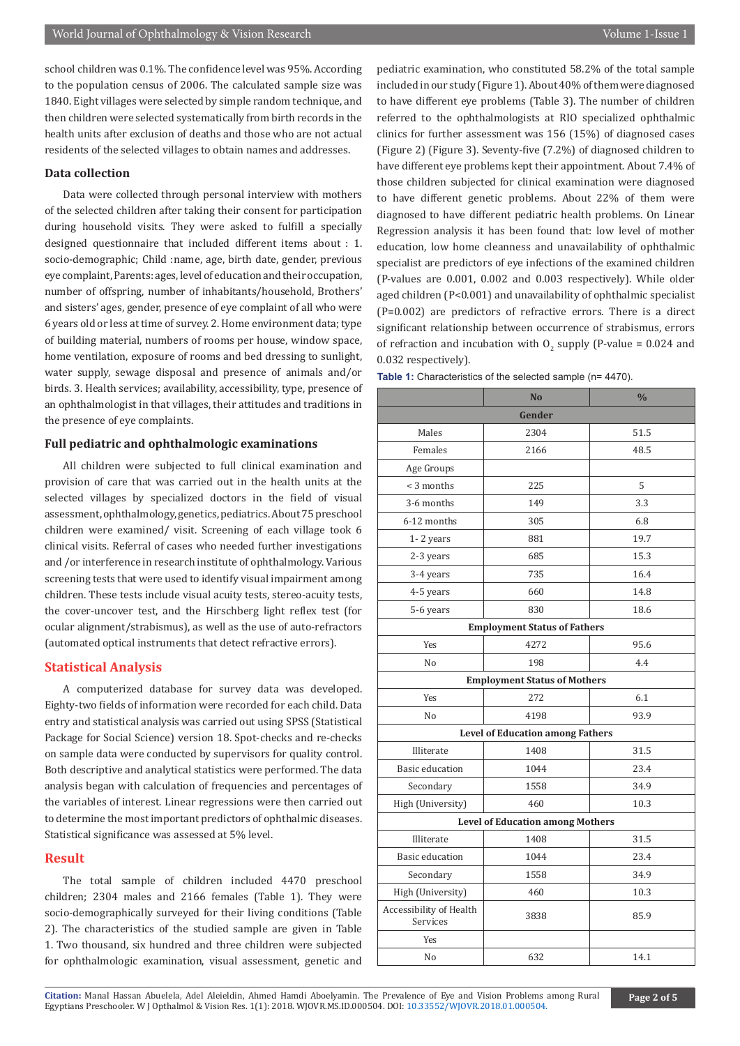school children was 0.1%. The confidence level was 95%. According to the population census of 2006. The calculated sample size was 1840. Eight villages were selected by simple random technique, and then children were selected systematically from birth records in the health units after exclusion of deaths and those who are not actual residents of the selected villages to obtain names and addresses.

### Data collection

Data were collected through personal interview with mothers of the selected children after taking their consent for participation during household visits. They were asked to fulfill a specially designed questionnaire that included different items about : 1. socio-demographic; Child :name, age, birth date, gender, previous eye complaint, Parents: ages, level of education and their occupation, number of offspring, number of inhabitants/household, Brothers' and sisters' ages, gender, presence of eye complaint of all who were 6 years old or less at time of survey. 2. Home environment data; type of building material, numbers of rooms per house, window space, home ventilation, exposure of rooms and bed dressing to sunlight, water supply, sewage disposal and presence of animals and/or birds. 3. Health services; availability, accessibility, type, presence of an ophthalmologist in that villages, their attitudes and traditions in the presence of eye complaints.

### Full pediatric and ophthalmologic examinations

All children were subjected to full clinical examination and provision of care that was carried out in the health units at the selected villages by specialized doctors in the field of visual assessment, ophthalmology, genetics, pediatrics. About 75 preschool children were examined/ visit. Screening of each village took 6 clinical visits. Referral of cases who needed further investigations and /or interference in research institute of ophthalmology. Various screening tests that were used to identify visual impairment among children. These tests include visual acuity tests, stereo-acuity tests, the cover-uncover test, and the Hirschberg light reflex test (for ocular alignment/strabismus), as well as the use of auto-refractors (automated optical instruments that detect refractive errors).

## Statistical Analysis

A computerized database for survey data was developed. Eighty-two fields of information were recorded for each child. Data entry and statistical analysis was carried out using SPSS (Statistical Package for Social Science) version 18. Spot-checks and re-checks on sample data were conducted by supervisors for quality control. Both descriptive and analytical statistics were performed. The data analysis began with calculation of frequencies and percentages of the variables of interest. Linear regressions were then carried out to determine the most important predictors of ophthalmic diseases. Statistical significance was assessed at 5% level.

## Result

The total sample of children included 4470 preschool children; 2304 males and 2166 females (Table 1). They were socio-demographically surveyed for their living conditions (Table 2). The characteristics of the studied sample are given in Table 1. Two thousand, six hundred and three children were subjected for ophthalmologic examination, visual assessment, genetic and pediatric examination, who constituted 58.2% of the total sample included in our study (Figure 1). About 40% of them were diagnosed to have different eye problems (Table 3). The number of children referred to the ophthalmologists at RIO specialized ophthalmic clinics for further assessment was 156 (15%) of diagnosed cases (Figure 2) (Figure 3). Seventy-five (7.2%) of diagnosed children to have different eye problems kept their appointment. About 7.4% of those children subjected for clinical examination were diagnosed to have different genetic problems. About 22% of them were diagnosed to have different pediatric health problems. On Linear Regression analysis it has been found that: low level of mother education, low home cleanness and unavailability of ophthalmic specialist are predictors of eye infections of the examined children (P-values are 0.001, 0.002 and 0.003 respectively). While older aged children (P<0.001) and unavailability of ophthalmic specialist (P=0.002) are predictors of refractive errors. There is a direct significant relationship between occurrence of strabismus, errors of refraction and incubation with $O_2$ supply (P-value = 0.024 and 0.032 respectively).

**Table 1:** Characteristics of the selected sample (n= 4470).

| | No | % |
|---|---|---|
| **Gender** | | |
| Males | 2304 | 51.5 |
| Females | 2166 | 48.5 |
| Age Groups | | |
| < 3 months | 225 | 5 |
| 3-6 months | 149 | 3.3 |
| 6-12 months | 305 | 6.8 |
| 1- 2 years | 881 | 19.7 |
| 2-3 years | 685 | 15.3 |
| 3-4 years | 735 | 16.4 |
| 4-5 years | 660 | 14.8 |
| 5-6 years | 830 | 18.6 |
| **Employment Status of Fathers** | | |
| Yes | 4272 | 95.6 |
| No | 198 | 4.4 |
| **Employment Status of Mothers** | | |
| Yes | 272 | 6.1 |
| No | 4198 | 93.9 |
| **Level of Education among Fathers** | | |
| Illiterate | 1408 | 31.5 |
| Basic education | 1044 | 23.4 |
| Secondary | 1558 | 34.9 |
| High (University) | 460 | 10.3 |
| **Level of Education among Mothers** | | |
| Illiterate | 1408 | 31.5 |
| Basic education | 1044 | 23.4 |
| Secondary | 1558 | 34.9 |
| High (University) | 460 | 10.3 |
| Accessibility of Health Services | 3838 | 85.9 |
| Yes | | |
| No | 632 | 14.1 |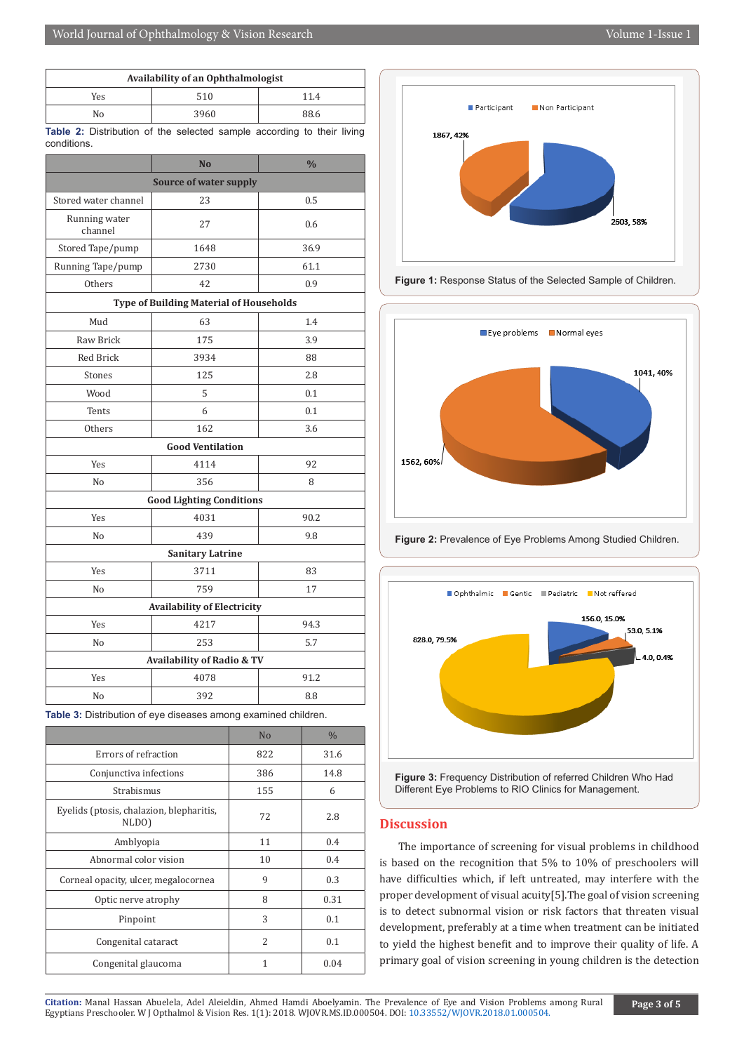| Availability of an Ophthalmologist | | |
|---|---|---|
| Yes | 510 | 11.4 |
| No | 3960 | 88.6 |

**Table 2:** Distribution of the selected sample according to their living conditions.

| | No | % |
|---|---|---|
| **Source of water supply** | | |
| Stored water channel | 23 | 0.5 |
| Running water channel | 27 | 0.6 |
| Stored Tape/pump | 1648 | 36.9 |
| Running Tape/pump | 2730 | 61.1 |
| Others | 42 | 0.9 |
| **Type of Building Material of Households** | | |
| Mud | 63 | 1.4 |
| Raw Brick | 175 | 3.9 |
| Red Brick | 3934 | 88 |
| Stones | 125 | 2.8 |
| Wood | 5 | 0.1 |
| Tents | 6 | 0.1 |
| Others | 162 | 3.6 |
| **Good Ventilation** | | |
| Yes | 4114 | 92 |
| No | 356 | 8 |
| **Good Lighting Conditions** | | |
| Yes | 4031 | 90.2 |
| No | 439 | 9.8 |
| **Sanitary Latrine** | | |
| Yes | 3711 | 83 |
| No | 759 | 17 |
| **Availability of Electricity** | | |
| Yes | 4217 | 94.3 |
| No | 253 | 5.7 |
| **Availability of Radio & TV** | | |
| Yes | 4078 | 91.2 |
| No | 392 | 8.8 |

**Table 3:** Distribution of eye diseases among examined children.

| | No | % |
|---|---|---|
| Errors of refraction | 822 | 31.6 |
| Conjunctiva infections | 386 | 14.8 |
| Strabismus | 155 | 6 |
| Eyelids (ptosis, chalazion, blepharitis, NLDO) | 72 | 2.8 |
| Amblyopia | 11 | 0.4 |
| Abnormal color vision | 10 | 0.4 |
| Corneal opacity, ulcer, megalocornea | 9 | 0.3 |
| Optic nerve atrophy | 8 | 0.31 |
| Pinpoint | 3 | 0.1 |
| Congenital cataract | 2 | 0.1 |
| Congenital glaucoma | 1 | 0.04 |

**Figure 1:** Response Status of the Selected Sample of Children.

**Figure 2:** Prevalence of Eye Problems Among Studied Children.

**Figure 3:** Frequency Distribution of referred Children Who Had Different Eye Problems to RIO Clinics for Management.

## Discussion

The importance of screening for visual problems in childhood is based on the recognition that 5% to 10% of preschoolers will have difficulties which, if left untreated, may interfere with the proper development of visual acuity[5].The goal of vision screening is to detect subnormal vision or risk factors that threaten visual development, preferably at a time when treatment can be initiated to yield the highest benefit and to improve their quality of life. A primary goal of vision screening in young children is the detection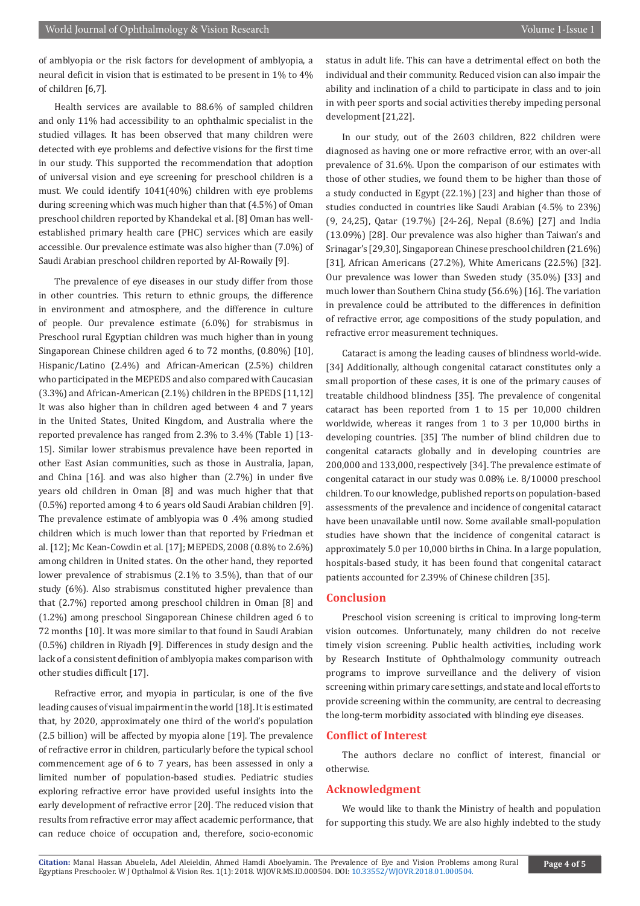of amblyopia or the risk factors for development of amblyopia, a neural deficit in vision that is estimated to be present in 1% to 4% of children [6,7].

Health services are available to 88.6% of sampled children and only 11% had accessibility to an ophthalmic specialist in the studied villages. It has been observed that many children were detected with eye problems and defective visions for the first time in our study. This supported the recommendation that adoption of universal vision and eye screening for preschool children is a must. We could identify 1041(40%) children with eye problems during screening which was much higher than that (4.5%) of Oman preschool children reported by Khandekal et al. [8] Oman has well-established primary health care (PHC) services which are easily accessible. Our prevalence estimate was also higher than (7.0%) of Saudi Arabian preschool children reported by Al-Rowaily [9].

The prevalence of eye diseases in our study differ from those in other countries. This return to ethnic groups, the difference in environment and atmosphere, and the difference in culture of people. Our prevalence estimate (6.0%) for strabismus in Preschool rural Egyptian children was much higher than in young Singaporean Chinese children aged 6 to 72 months, (0.80%) [10], Hispanic/Latino (2.4%) and African-American (2.5%) children who participated in the MEPEDS and also compared with Caucasian (3.3%) and African-American (2.1%) children in the BPEDS [11,12] It was also higher than in children aged between 4 and 7 years in the United States, United Kingdom, and Australia where the reported prevalence has ranged from 2.3% to 3.4% (Table 1) [13-15]. Similar lower strabismus prevalence have been reported in other East Asian communities, such as those in Australia, Japan, and China [16]. and was also higher than (2.7%) in under five years old children in Oman [8] and was much higher that that (0.5%) reported among 4 to 6 years old Saudi Arabian children [9]. The prevalence estimate of amblyopia was 0 .4% among studied children which is much lower than that reported by Friedman et al. [12]; Mc Kean-Cowdin et al. [17]; MEPEDS, 2008 (0.8% to 2.6%) among children in United states. On the other hand, they reported lower prevalence of strabismus (2.1% to 3.5%), than that of our study (6%). Also strabismus constituted higher prevalence than that (2.7%) reported among preschool children in Oman [8] and (1.2%) among preschool Singaporean Chinese children aged 6 to 72 months [10]. It was more similar to that found in Saudi Arabian (0.5%) children in Riyadh [9]. Differences in study design and the lack of a consistent definition of amblyopia makes comparison with other studies difficult [17].

Refractive error, and myopia in particular, is one of the five leading causes of visual impairment in the world [18]. It is estimated that, by 2020, approximately one third of the world's population (2.5 billion) will be affected by myopia alone [19]. The prevalence of refractive error in children, particularly before the typical school commencement age of 6 to 7 years, has been assessed in only a limited number of population-based studies. Pediatric studies exploring refractive error have provided useful insights into the early development of refractive error [20]. The reduced vision that results from refractive error may affect academic performance, that can reduce choice of occupation and, therefore, socio-economic status in adult life. This can have a detrimental effect on both the individual and their community. Reduced vision can also impair the ability and inclination of a child to participate in class and to join in with peer sports and social activities thereby impeding personal development [21,22].

In our study, out of the 2603 children, 822 children were diagnosed as having one or more refractive error, with an over-all prevalence of 31.6%. Upon the comparison of our estimates with those of other studies, we found them to be higher than those of a study conducted in Egypt (22.1%) [23] and higher than those of studies conducted in countries like Saudi Arabian (4.5% to 23%) (9, 24,25), Qatar (19.7%) [24-26], Nepal (8.6%) [27] and India (13.09%) [28]. Our prevalence was also higher than Taiwan's and Srinagar's [29,30], Singaporean Chinese preschool children (21.6%) [31], African Americans (27.2%), White Americans (22.5%) [32]. Our prevalence was lower than Sweden study (35.0%) [33] and much lower than Southern China study (56.6%) [16]. The variation in prevalence could be attributed to the differences in definition of refractive error, age compositions of the study population, and refractive error measurement techniques.

Cataract is among the leading causes of blindness world-wide. [34] Additionally, although congenital cataract constitutes only a small proportion of these cases, it is one of the primary causes of treatable childhood blindness [35]. The prevalence of congenital cataract has been reported from 1 to 15 per 10,000 children worldwide, whereas it ranges from 1 to 3 per 10,000 births in developing countries. [35] The number of blind children due to congenital cataracts globally and in developing countries are 200,000 and 133,000, respectively [34]. The prevalence estimate of congenital cataract in our study was 0.08% i.e. 8/10000 preschool children. To our knowledge, published reports on population-based assessments of the prevalence and incidence of congenital cataract have been unavailable until now. Some available small-population studies have shown that the incidence of congenital cataract is approximately 5.0 per 10,000 births in China. In a large population, hospitals-based study, it has been found that congenital cataract patients accounted for 2.39% of Chinese children [35].

## Conclusion

Preschool vision screening is critical to improving long-term vision outcomes. Unfortunately, many children do not receive timely vision screening. Public health activities, including work by Research Institute of Ophthalmology community outreach programs to improve surveillance and the delivery of vision screening within primary care settings, and state and local efforts to provide screening within the community, are central to decreasing the long-term morbidity associated with blinding eye diseases.

## Conflict of Interest

The authors declare no conflict of interest, financial or otherwise.

## Acknowledgment

We would like to thank the Ministry of health and population for supporting this study. We are also highly indebted to the study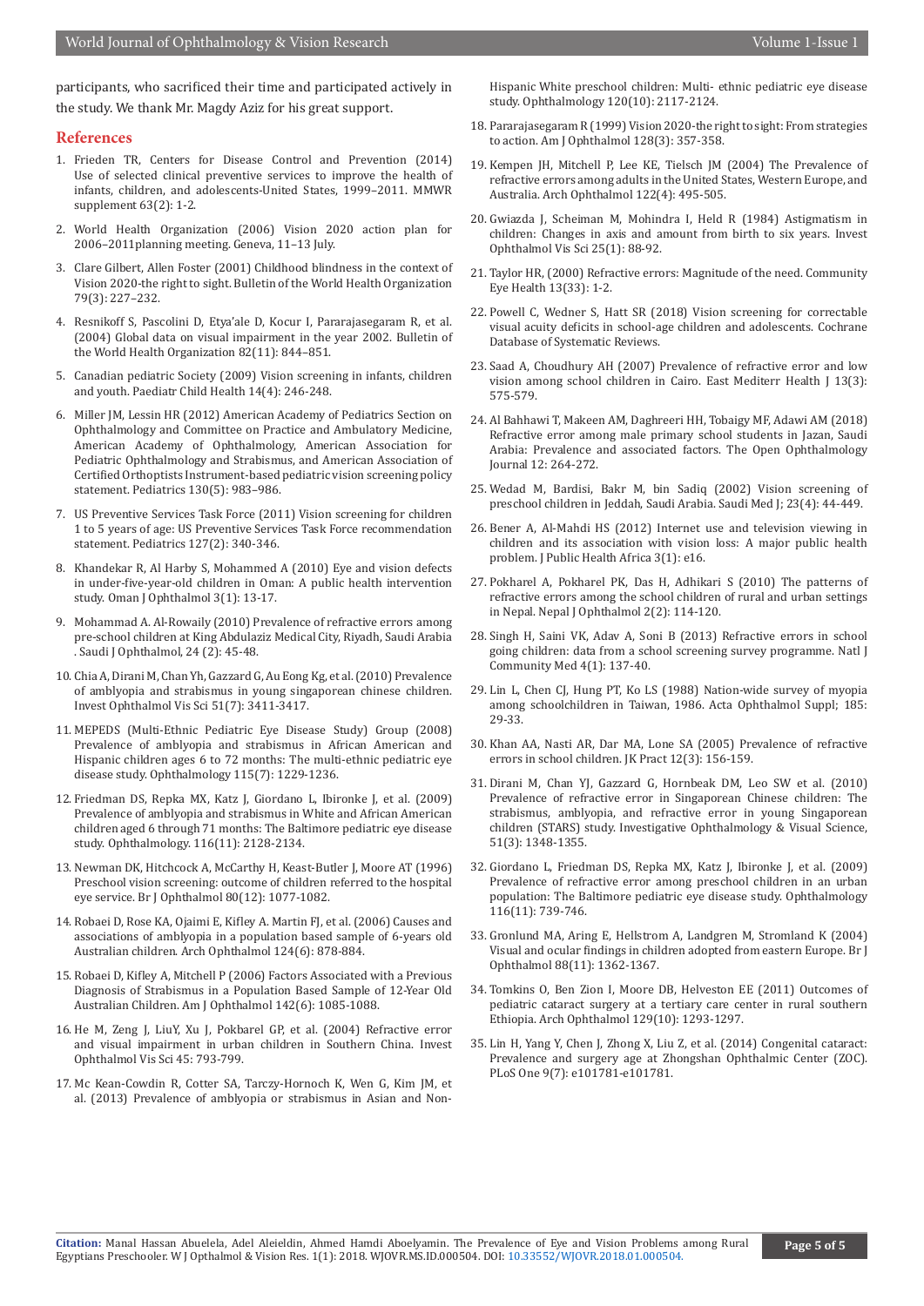participants, who sacrificed their time and participated actively in the study. We thank Mr. Magdy Aziz for his great support.

## References

1. Frieden TR, Centers for Disease Control and Prevention (2014) Use of selected clinical preventive services to improve the health of infants, children, and adolescents-United States, 1999–2011. MMWR supplement 63(2): 1-2.
2. World Health Organization (2006) Vision 2020 action plan for 2006–2011planning meeting. Geneva, 11–13 July.
3. Clare Gilbert, Allen Foster (2001) Childhood blindness in the context of Vision 2020-the right to sight. Bulletin of the World Health Organization 79(3): 227–232.
4. Resnikoff S, Pascolini D, Etya'ale D, Kocur I, Pararajasegaram R, et al. (2004) Global data on visual impairment in the year 2002. Bulletin of the World Health Organization 82(11): 844–851.
5. Canadian pediatric Society (2009) Vision screening in infants, children and youth. Paediatr Child Health 14(4): 246-248.
6. Miller JM, Lessin HR (2012) American Academy of Pediatrics Section on Ophthalmology and Committee on Practice and Ambulatory Medicine, American Academy of Ophthalmology, American Association for Pediatric Ophthalmology and Strabismus, and American Association of Certified Orthoptists Instrument-based pediatric vision screening policy statement. Pediatrics 130(5): 983–986.
7. US Preventive Services Task Force (2011) Vision screening for children 1 to 5 years of age: US Preventive Services Task Force recommendation statement. Pediatrics 127(2): 340-346.
8. Khandekar R, Al Harby S, Mohammed A (2010) Eye and vision defects in under-five-year-old children in Oman: A public health intervention study. Oman J Ophthalmol 3(1): 13-17.
9. Mohammad A. Al-Rowaily (2010) Prevalence of refractive errors among pre-school children at King Abdulaziz Medical City, Riyadh, Saudi Arabia . Saudi J Ophthalmol, 24 (2): 45-48.
10. Chia A, Dirani M, Chan Yh, Gazzard G, Au Eong Kg, et al. (2010) Prevalence of amblyopia and strabismus in young singaporean chinese children. Invest Ophthalmol Vis Sci 51(7): 3411-3417.
11. MEPEDS (Multi-Ethnic Pediatric Eye Disease Study) Group (2008) Prevalence of amblyopia and strabismus in African American and Hispanic children ages 6 to 72 months: The multi-ethnic pediatric eye disease study. Ophthalmology 115(7): 1229-1236.
12. Friedman DS, Repka MX, Katz J, Giordano L, Ibironke J, et al. (2009) Prevalence of amblyopia and strabismus in White and African American children aged 6 through 71 months: The Baltimore pediatric eye disease study. Ophthalmology. 116(11): 2128-2134.
13. Newman DK, Hitchcock A, McCarthy H, Keast-Butler J, Moore AT (1996) Preschool vision screening: outcome of children referred to the hospital eye service. Br J Ophthalmol 80(12): 1077-1082.
14. Robaei D, Rose KA, Ojaimi E, Kifley A. Martin FJ, et al. (2006) Causes and associations of amblyopia in a population based sample of 6-years old Australian children. Arch Ophthalmol 124(6): 878-884.
15. Robaei D, Kifley A, Mitchell P (2006) Factors Associated with a Previous Diagnosis of Strabismus in a Population Based Sample of 12-Year Old Australian Children. Am J Ophthalmol 142(6): 1085-1088.
16. He M, Zeng J, LiuY, Xu J, Pokbarel GP, et al. (2004) Refractive error and visual impairment in urban children in Southern China. Invest Ophthalmol Vis Sci 45: 793-799.
17. Mc Kean-Cowdin R, Cotter SA, Tarczy-Hornoch K, Wen G, Kim JM, et al. (2013) Prevalence of amblyopia or strabismus in Asian and Non-Hispanic White preschool children: Multi- ethnic pediatric eye disease study. Ophthalmology 120(10): 2117-2124.
18. Pararajasegaram R (1999) Vision 2020-the right to sight: From strategies to action. Am J Ophthalmol 128(3): 357-358.
19. Kempen JH, Mitchell P, Lee KE, Tielsch JM (2004) The Prevalence of refractive errors among adults in the United States, Western Europe, and Australia. Arch Ophthalmol 122(4): 495-505.
20. Gwiazda J, Scheiman M, Mohindra I, Held R (1984) Astigmatism in children: Changes in axis and amount from birth to six years. Invest Ophthalmol Vis Sci 25(1): 88-92.
21. Taylor HR, (2000) Refractive errors: Magnitude of the need. Community Eye Health 13(33): 1-2.
22. Powell C, Wedner S, Hatt SR (2018) Vision screening for correctable visual acuity deficits in school-age children and adolescents. Cochrane Database of Systematic Reviews.
23. Saad A, Choudhury AH (2007) Prevalence of refractive error and low vision among school children in Cairo. East Mediterr Health J 13(3): 575-579.
24. Al Bahhawi T, Makeen AM, Daghreeri HH, Tobaigy MF, Adawi AM (2018) Refractive error among male primary school students in Jazan, Saudi Arabia: Prevalence and associated factors. The Open Ophthalmology Journal 12: 264-272.
25. Wedad M, Bardisi, Bakr M, bin Sadiq (2002) Vision screening of preschool children in Jeddah, Saudi Arabia. Saudi Med J; 23(4): 44-449.
26. Bener A, Al-Mahdi HS (2012) Internet use and television viewing in children and its association with vision loss: A major public health problem. J Public Health Africa 3(1): e16.
27. Pokharel A, Pokharel PK, Das H, Adhikari S (2010) The patterns of refractive errors among the school children of rural and urban settings in Nepal. Nepal J Ophthalmol 2(2): 114-120.
28. Singh H, Saini VK, Adav A, Soni B (2013) Refractive errors in school going children: data from a school screening survey programme. Natl J Community Med 4(1): 137-40.
29. Lin L, Chen CJ, Hung PT, Ko LS (1988) Nation-wide survey of myopia among schoolchildren in Taiwan, 1986. Acta Ophthalmol Suppl; 185: 29-33.
30. Khan AA, Nasti AR, Dar MA, Lone SA (2005) Prevalence of refractive errors in school children. JK Pract 12(3): 156-159.
31. Dirani M, Chan YJ, Gazzard G, Hornbeak DM, Leo SW et al. (2010) Prevalence of refractive error in Singaporean Chinese children: The strabismus, amblyopia, and refractive error in young Singaporean children (STARS) study. Investigative Ophthalmology & Visual Science, 51(3): 1348-1355.
32. Giordano L, Friedman DS, Repka MX, Katz J, Ibironke J, et al. (2009) Prevalence of refractive error among preschool children in an urban population: The Baltimore pediatric eye disease study. Ophthalmology 116(11): 739-746.
33. Gronlund MA, Aring E, Hellstrom A, Landgren M, Stromland K (2004) Visual and ocular findings in children adopted from eastern Europe. Br J Ophthalmol 88(11): 1362-1367.
34. Tomkins O, Ben Zion I, Moore DB, Helveston EE (2011) Outcomes of pediatric cataract surgery at a tertiary care center in rural southern Ethiopia. Arch Ophthalmol 129(10): 1293-1297.
35. Lin H, Yang Y, Chen J, Zhong X, Liu Z, et al. (2014) Congenital cataract: Prevalence and surgery age at Zhongshan Ophthalmic Center (ZOC). PLoS One 9(7): e101781-e101781.